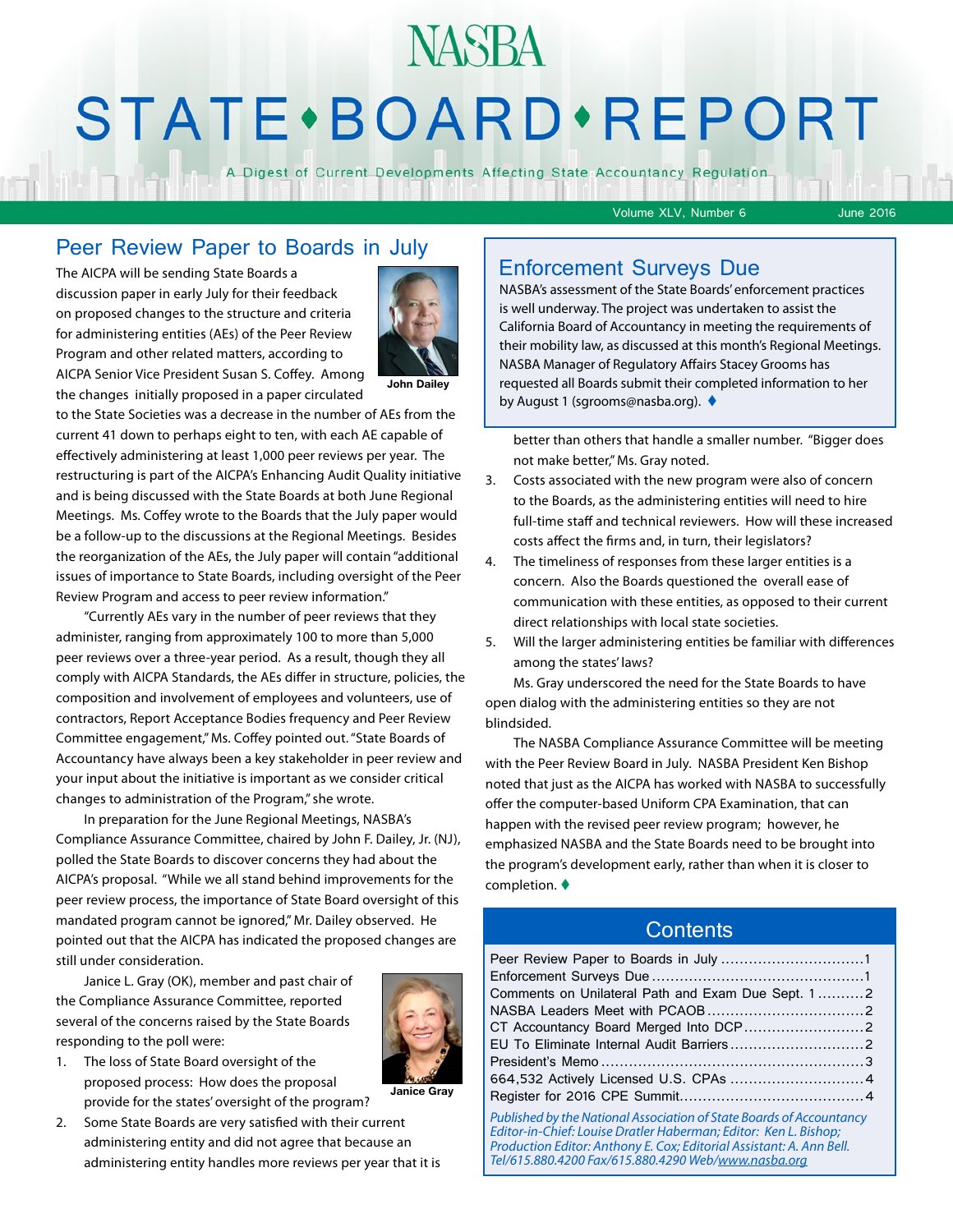# NASBA STATE • BOARD • REPORT

A Digest of Current Developments Affecting State Accountancy Regulation

Volume XLV, Number 6 — June 2016

## Peer Review Paper to Boards in July

The AICPA will be sending State Boards a discussion paper in early July for their feedback on proposed changes to the structure and criteria for administering entities (AEs) of the Peer Review Program and other related matters, according to AICPA Senior Vice President Susan S. Coffey. Among the changes initially proposed in a paper circulated to the State Societies was a decrease in the number of AEs from the current 41 down to perhaps eight to ten, with each AE capable of effectively administering at least 1,000 peer reviews per year. The restructuring is part of the AICPA's Enhancing Audit Quality initiative and is being discussed with the State Boards at both June Regional Meetings. Ms. Coffey wrote to the Boards that the July paper would be a follow-up to the discussions at the Regional Meetings. Besides the reorganization of the AEs, the July paper will contain "additional issues of importance to State Boards, including oversight of the Peer Review Program and access to peer review information."

John Dailey

"Currently AEs vary in the number of peer reviews that they administer, ranging from approximately 100 to more than 5,000 peer reviews over a three-year period. As a result, though they all comply with AICPA Standards, the AEs differ in structure, policies, the composition and involvement of employees and volunteers, use of contractors, Report Acceptance Bodies frequency and Peer Review Committee engagement," Ms. Coffey pointed out. "State Boards of Accountancy have always been a key stakeholder in peer review and your input about the initiative is important as we consider critical changes to administration of the Program," she wrote.

In preparation for the June Regional Meetings, NASBA's Compliance Assurance Committee, chaired by John F. Dailey, Jr. (NJ), polled the State Boards to discover concerns they had about the AICPA's proposal. "While we all stand behind improvements for the peer review process, the importance of State Board oversight of this mandated program cannot be ignored," Mr. Dailey observed. He pointed out that the AICPA has indicated the proposed changes are still under consideration.

Janice L. Gray (OK), member and past chair of the Compliance Assurance Committee, reported several of the concerns raised by the State Boards responding to the poll were:

Janice Gray

1. The loss of State Board oversight of the proposed process: How does the proposal provide for the states' oversight of the program?
2. Some State Boards are very satisfied with their current administering entity and did not agree that because an administering entity handles more reviews per year that it is better than others that handle a smaller number. "Bigger does not make better," Ms. Gray noted.
3. Costs associated with the new program were also of concern to the Boards, as the administering entities will need to hire full-time staff and technical reviewers. How will these increased costs affect the firms and, in turn, their legislators?
4. The timeliness of responses from these larger entities is a concern. Also the Boards questioned the overall ease of communication with these entities, as opposed to their current direct relationships with local state societies.
5. Will the larger administering entities be familiar with differences among the states' laws?

Ms. Gray underscored the need for the State Boards to have open dialog with the administering entities so they are not blindsided.

The NASBA Compliance Assurance Committee will be meeting with the Peer Review Board in July. NASBA President Ken Bishop noted that just as the AICPA has worked with NASBA to successfully offer the computer-based Uniform CPA Examination, that can happen with the revised peer review program; however, he emphasized NASBA and the State Boards need to be brought into the program's development early, rather than when it is closer to completion. ♦

## Enforcement Surveys Due

NASBA's assessment of the State Boards' enforcement practices is well underway. The project was undertaken to assist the California Board of Accountancy in meeting the requirements of their mobility law, as discussed at this month's Regional Meetings. NASBA Manager of Regulatory Affairs Stacey Grooms has requested all Boards submit their completed information to her by August 1 (sgrooms@nasba.org). ♦

## Contents

| | |
|---|---|
| Peer Review Paper to Boards in July | 1 |
| Enforcement Surveys Due | 1 |
| Comments on Unilateral Path and Exam Due Sept. 1 | 2 |
| NASBA Leaders Meet with PCAOB | 2 |
| CT Accountancy Board Merged Into DCP | 2 |
| EU To Eliminate Internal Audit Barriers | 2 |
| President's Memo | 3 |
| 664,532 Actively Licensed U.S. CPAs | 4 |
| Register for 2016 CPE Summit | 4 |

*Published by the National Association of State Boards of Accountancy*
*Editor-in-Chief: Louise Dratler Haberman; Editor: Ken L. Bishop;*
*Production Editor: Anthony E. Cox; Editorial Assistant: A. Ann Bell.*
*Tel/615.880.4200 Fax/615.880.4290 Web/www.nasba.org*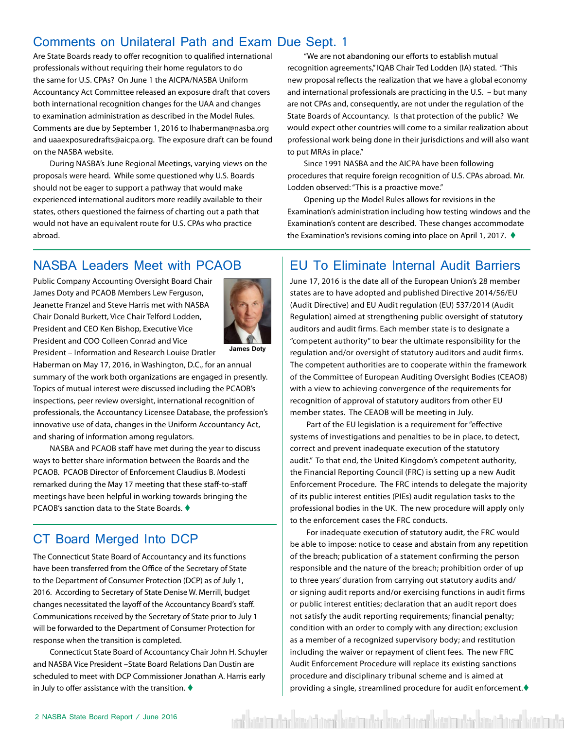## Comments on Unilateral Path and Exam Due Sept. 1

Are State Boards ready to offer recognition to qualified international professionals without requiring their home regulators to do the same for U.S. CPAs? On June 1 the AICPA/NASBA Uniform Accountancy Act Committee released an exposure draft that covers both international recognition changes for the UAA and changes to examination administration as described in the Model Rules. Comments are due by September 1, 2016 to lhaberman@nasba.org and uaaexposuredrafts@aicpa.org. The exposure draft can be found on the NASBA website.

During NASBA's June Regional Meetings, varying views on the proposals were heard. While some questioned why U.S. Boards should not be eager to support a pathway that would make experienced international auditors more readily available to their states, others questioned the fairness of charting out a path that would not have an equivalent route for U.S. CPAs who practice abroad.

"We are not abandoning our efforts to establish mutual recognition agreements," IQAB Chair Ted Lodden (IA) stated. "This new proposal reflects the realization that we have a global economy and international professionals are practicing in the U.S. – but many are not CPAs and, consequently, are not under the regulation of the State Boards of Accountancy. Is that protection of the public? We would expect other countries will come to a similar realization about professional work being done in their jurisdictions and will also want to put MRAs in place."

Since 1991 NASBA and the AICPA have been following procedures that require foreign recognition of U.S. CPAs abroad. Mr. Lodden observed: "This is a proactive move."

Opening up the Model Rules allows for revisions in the Examination's administration including how testing windows and the Examination's content are described. These changes accommodate the Examination's revisions coming into place on April 1, 2017. ♦

## NASBA Leaders Meet with PCAOB

James Doty

Public Company Accounting Oversight Board Chair James Doty and PCAOB Members Lew Ferguson, Jeanette Franzel and Steve Harris met with NASBA Chair Donald Burkett, Vice Chair Telford Lodden, President and CEO Ken Bishop, Executive Vice President and COO Colleen Conrad and Vice President – Information and Research Louise Dratler Haberman on May 17, 2016, in Washington, D.C., for an annual summary of the work both organizations are engaged in presently. Topics of mutual interest were discussed including the PCAOB's inspections, peer review oversight, international recognition of professionals, the Accountancy Licensee Database, the profession's innovative use of data, changes in the Uniform Accountancy Act, and sharing of information among regulators.

NASBA and PCAOB staff have met during the year to discuss ways to better share information between the Boards and the PCAOB. PCAOB Director of Enforcement Claudius B. Modesti remarked during the May 17 meeting that these staff-to-staff meetings have been helpful in working towards bringing the PCAOB's sanction data to the State Boards. ♦

## CT Board Merged Into DCP

The Connecticut State Board of Accountancy and its functions have been transferred from the Office of the Secretary of State to the Department of Consumer Protection (DCP) as of July 1, 2016. According to Secretary of State Denise W. Merrill, budget changes necessitated the layoff of the Accountancy Board's staff. Communications received by the Secretary of State prior to July 1 will be forwarded to the Department of Consumer Protection for response when the transition is completed.

Connecticut State Board of Accountancy Chair John H. Schuyler and NASBA Vice President –State Board Relations Dan Dustin are scheduled to meet with DCP Commissioner Jonathan A. Harris early in July to offer assistance with the transition. ♦

## EU To Eliminate Internal Audit Barriers

June 17, 2016 is the date all of the European Union's 28 member states are to have adopted and published Directive 2014/56/EU (Audit Directive) and EU Audit regulation (EU) 537/2014 (Audit Regulation) aimed at strengthening public oversight of statutory auditors and audit firms. Each member state is to designate a "competent authority" to bear the ultimate responsibility for the regulation and/or oversight of statutory auditors and audit firms. The competent authorities are to cooperate within the framework of the Committee of European Auditing Oversight Bodies (CEAOB) with a view to achieving convergence of the requirements for recognition of approval of statutory auditors from other EU member states. The CEAOB will be meeting in July.

Part of the EU legislation is a requirement for "effective systems of investigations and penalties to be in place, to detect, correct and prevent inadequate execution of the statutory audit." To that end, the United Kingdom's competent authority, the Financial Reporting Council (FRC) is setting up a new Audit Enforcement Procedure. The FRC intends to delegate the majority of its public interest entities (PIEs) audit regulation tasks to the professional bodies in the UK. The new procedure will apply only to the enforcement cases the FRC conducts.

For inadequate execution of statutory audit, the FRC would be able to impose: notice to cease and abstain from any repetition of the breach; publication of a statement confirming the person responsible and the nature of the breach; prohibition order of up to three years' duration from carrying out statutory audits and/or signing audit reports and/or exercising functions in audit firms or public interest entities; declaration that an audit report does not satisfy the audit reporting requirements; financial penalty; condition with an order to comply with any direction; exclusion as a member of a recognized supervisory body; and restitution including the waiver or repayment of client fees. The new FRC Audit Enforcement Procedure will replace its existing sanctions procedure and disciplinary tribunal scheme and is aimed at providing a single, streamlined procedure for audit enforcement. ♦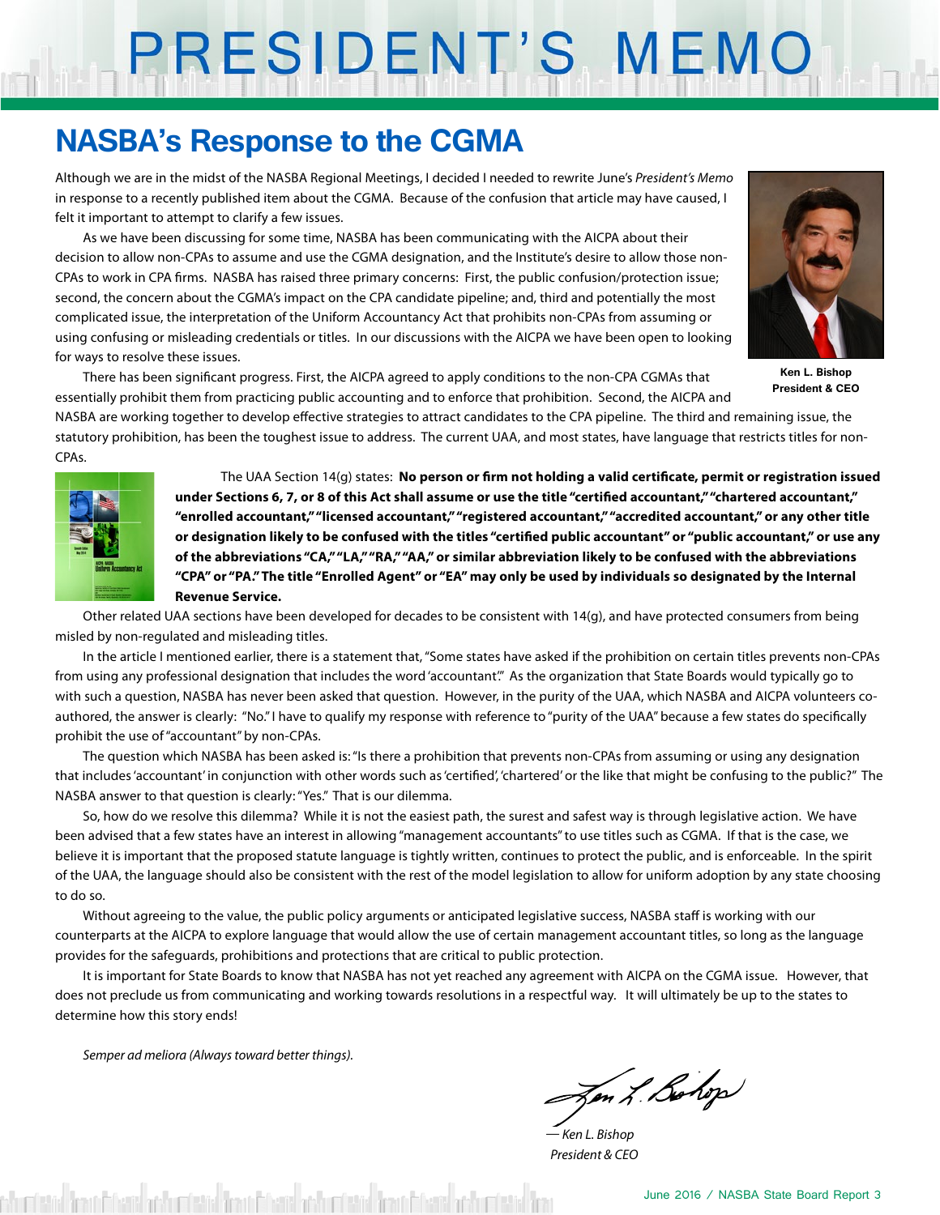# PRESIDENT'S MEMO

## NASBA's Response to the CGMA

Although we are in the midst of the NASBA Regional Meetings, I decided I needed to rewrite June's *President's Memo* in response to a recently published item about the CGMA. Because of the confusion that article may have caused, I felt it important to attempt to clarify a few issues.

As we have been discussing for some time, NASBA has been communicating with the AICPA about their decision to allow non-CPAs to assume and use the CGMA designation, and the Institute's desire to allow those non-CPAs to work in CPA firms. NASBA has raised three primary concerns: First, the public confusion/protection issue; second, the concern about the CGMA's impact on the CPA candidate pipeline; and, third and potentially the most complicated issue, the interpretation of the Uniform Accountancy Act that prohibits non-CPAs from assuming or using confusing or misleading credentials or titles. In our discussions with the AICPA we have been open to looking for ways to resolve these issues.

**Ken L. Bishop**
**President & CEO**

There has been significant progress. First, the AICPA agreed to apply conditions to the non-CPA CGMAs that essentially prohibit them from practicing public accounting and to enforce that prohibition. Second, the AICPA and NASBA are working together to develop effective strategies to attract candidates to the CPA pipeline. The third and remaining issue, the statutory prohibition, has been the toughest issue to address. The current UAA, and most states, have language that restricts titles for non-CPAs.

The UAA Section 14(g) states: **No person or firm not holding a valid certificate, permit or registration issued under Sections 6, 7, or 8 of this Act shall assume or use the title "certified accountant," "chartered accountant," "enrolled accountant," "licensed accountant," "registered accountant," "accredited accountant," or any other title or designation likely to be confused with the titles "certified public accountant" or "public accountant," or use any of the abbreviations "CA," "LA," "RA," "AA," or similar abbreviation likely to be confused with the abbreviations "CPA" or "PA." The title "Enrolled Agent" or "EA" may only be used by individuals so designated by the Internal Revenue Service.**

Other related UAA sections have been developed for decades to be consistent with 14(g), and have protected consumers from being misled by non-regulated and misleading titles.

In the article I mentioned earlier, there is a statement that, "Some states have asked if the prohibition on certain titles prevents non-CPAs from using any professional designation that includes the word 'accountant'." As the organization that State Boards would typically go to with such a question, NASBA has never been asked that question. However, in the purity of the UAA, which NASBA and AICPA volunteers co-authored, the answer is clearly: "No." I have to qualify my response with reference to "purity of the UAA" because a few states do specifically prohibit the use of "accountant" by non-CPAs.

The question which NASBA has been asked is: "Is there a prohibition that prevents non-CPAs from assuming or using any designation that includes 'accountant' in conjunction with other words such as 'certified', 'chartered' or the like that might be confusing to the public?" The NASBA answer to that question is clearly: "Yes." That is our dilemma.

So, how do we resolve this dilemma? While it is not the easiest path, the surest and safest way is through legislative action. We have been advised that a few states have an interest in allowing "management accountants" to use titles such as CGMA. If that is the case, we believe it is important that the proposed statute language is tightly written, continues to protect the public, and is enforceable. In the spirit of the UAA, the language should also be consistent with the rest of the model legislation to allow for uniform adoption by any state choosing to do so.

Without agreeing to the value, the public policy arguments or anticipated legislative success, NASBA staff is working with our counterparts at the AICPA to explore language that would allow the use of certain management accountant titles, so long as the language provides for the safeguards, prohibitions and protections that are critical to public protection.

It is important for State Boards to know that NASBA has not yet reached any agreement with AICPA on the CGMA issue. However, that does not preclude us from communicating and working towards resolutions in a respectful way. It will ultimately be up to the states to determine how this story ends!

*Semper ad meliora (Always toward better things).*

*— Ken L. Bishop*
*President & CEO*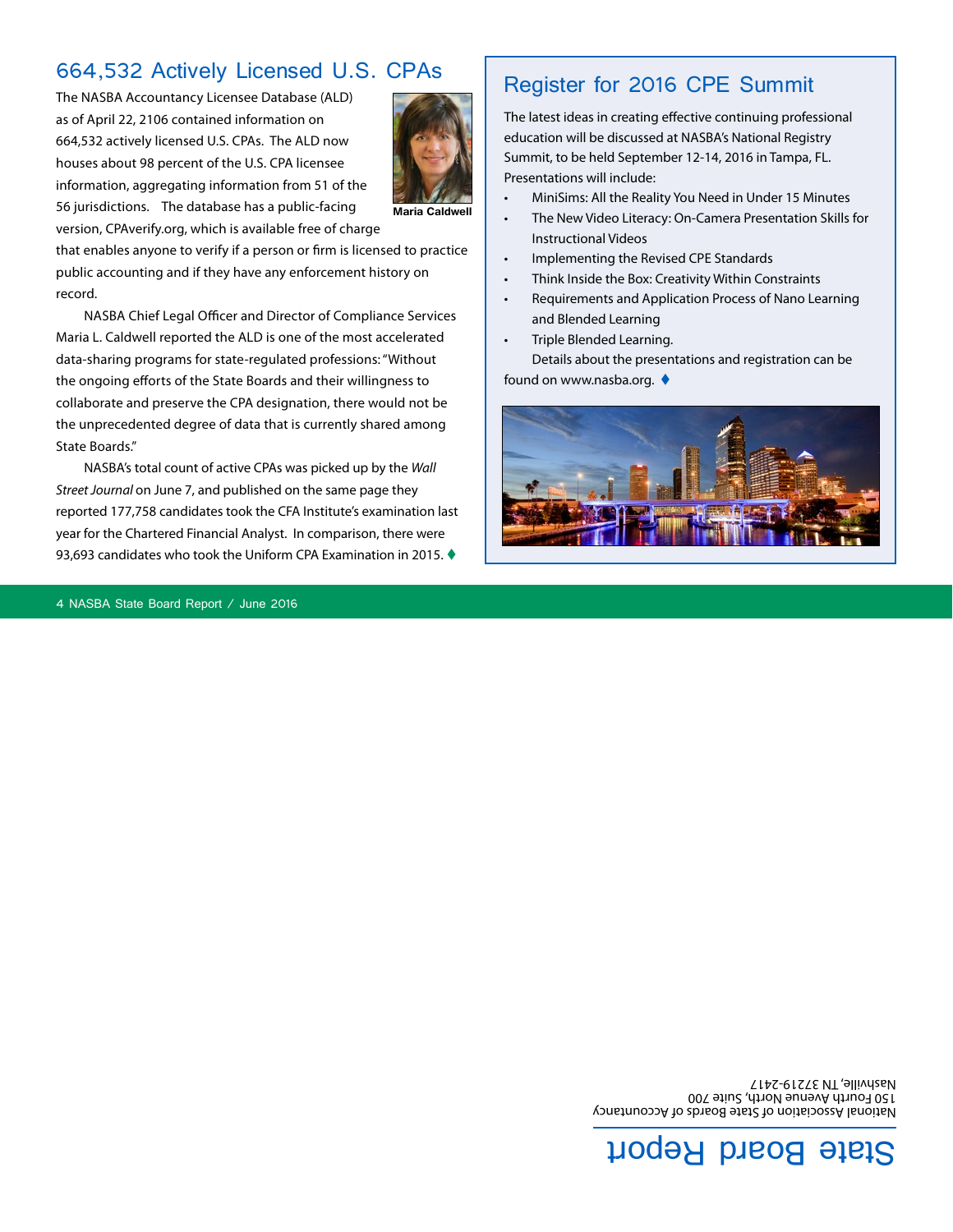## 664,532 Actively Licensed U.S. CPAs

The NASBA Accountancy Licensee Database (ALD) as of April 22, 2106 contained information on 664,532 actively licensed U.S. CPAs. The ALD now houses about 98 percent of the U.S. CPA licensee information, aggregating information from 51 of the 56 jurisdictions. The database has a public-facing version, CPAverify.org, which is available free of charge that enables anyone to verify if a person or firm is licensed to practice public accounting and if they have any enforcement history on record.

Maria Caldwell

NASBA Chief Legal Officer and Director of Compliance Services Maria L. Caldwell reported the ALD is one of the most accelerated data-sharing programs for state-regulated professions: "Without the ongoing efforts of the State Boards and their willingness to collaborate and preserve the CPA designation, there would not be the unprecedented degree of data that is currently shared among State Boards."

NASBA's total count of active CPAs was picked up by the *Wall Street Journal* on June 7, and published on the same page they reported 177,758 candidates took the CFA Institute's examination last year for the Chartered Financial Analyst. In comparison, there were 93,693 candidates who took the Uniform CPA Examination in 2015. ♦

## Register for 2016 CPE Summit

The latest ideas in creating effective continuing professional education will be discussed at NASBA's National Registry Summit, to be held September 12-14, 2016 in Tampa, FL. Presentations will include:

- MiniSims: All the Reality You Need in Under 15 Minutes
- The New Video Literacy: On-Camera Presentation Skills for Instructional Videos
- Implementing the Revised CPE Standards
- Think Inside the Box: Creativity Within Constraints
- Requirements and Application Process of Nano Learning and Blended Learning
- Triple Blended Learning.

Details about the presentations and registration can be found on www.nasba.org. ♦

State Board Report

National Association of State Boards of Accountancy
150 Fourth Avenue North, Suite 700
Nashville, TN 37219-2417